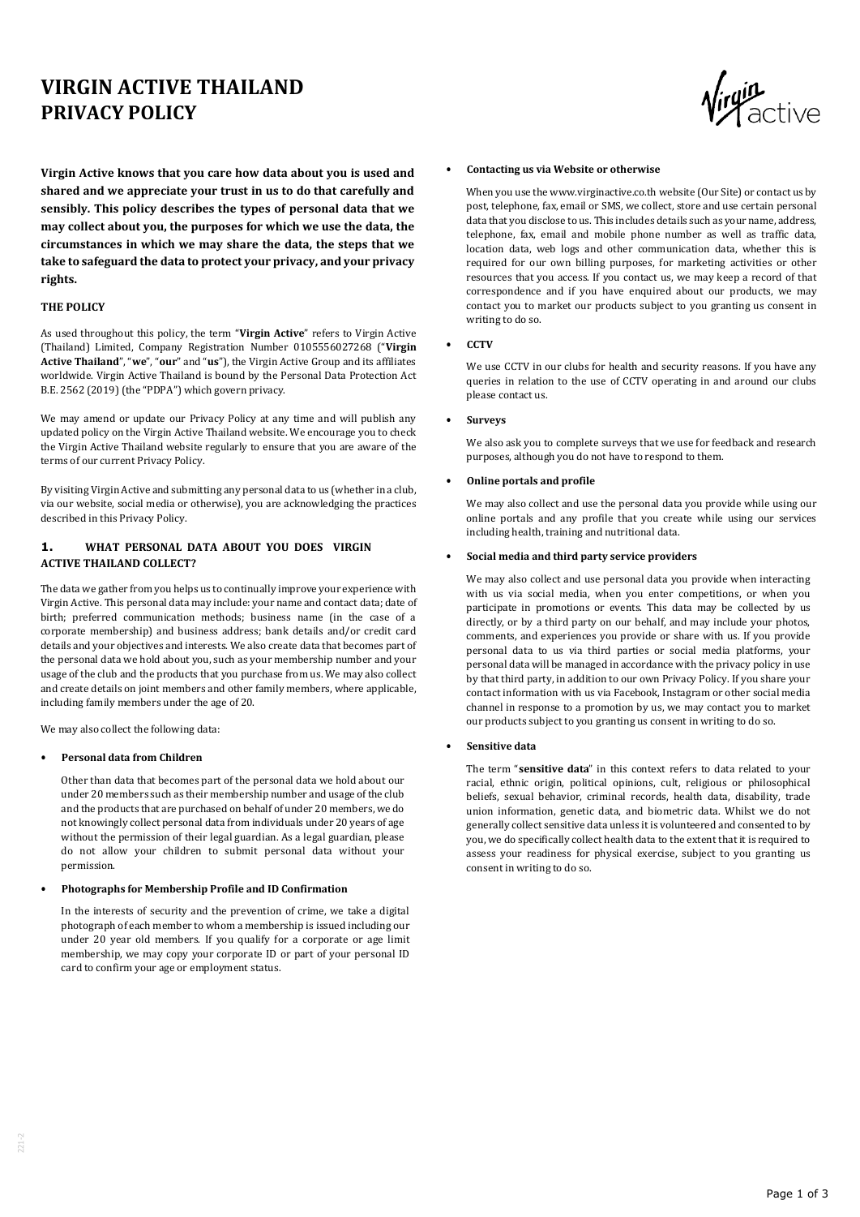# VIRGIN ACTIVE THAILAND
# PRIVACY POLICY

**Virgin Active knows that you care how data about you is used and shared and we appreciate your trust in us to do that carefully and sensibly. This policy describes the types of personal data that we may collect about you, the purposes for which we use the data, the circumstances in which we may share the data, the steps that we take to safeguard the data to protect your privacy, and your privacy rights.**

## THE POLICY

As used throughout this policy, the term "**Virgin Active**" refers to Virgin Active (Thailand) Limited, Company Registration Number 0105556027268 ("**Virgin Active Thailand**", "**we**", "**our**" and "**us**"), the Virgin Active Group and its affiliates worldwide. Virgin Active Thailand is bound by the Personal Data Protection Act B.E. 2562 (2019) (the "PDPA") which govern privacy.

We may amend or update our Privacy Policy at any time and will publish any updated policy on the Virgin Active Thailand website. We encourage you to check the Virgin Active Thailand website regularly to ensure that you are aware of the terms of our current Privacy Policy.

By visiting Virgin Active and submitting any personal data to us (whether in a club, via our website, social media or otherwise), you are acknowledging the practices described in this Privacy Policy.

## 1. WHAT PERSONAL DATA ABOUT YOU DOES VIRGIN ACTIVE THAILAND COLLECT?

The data we gather from you helps us to continually improve your experience with Virgin Active. This personal data may include: your name and contact data; date of birth; preferred communication methods; business name (in the case of a corporate membership) and business address; bank details and/or credit card details and your objectives and interests. We also create data that becomes part of the personal data we hold about you, such as your membership number and your usage of the club and the products that you purchase from us. We may also collect and create details on joint members and other family members, where applicable, including family members under the age of 20.

We may also collect the following data:

- **Personal data from Children**

  Other than data that becomes part of the personal data we hold about our under 20 members such as their membership number and usage of the club and the products that are purchased on behalf of under 20 members, we do not knowingly collect personal data from individuals under 20 years of age without the permission of their legal guardian. As a legal guardian, please do not allow your children to submit personal data without your permission.

- **Photographs for Membership Profile and ID Confirmation**

  In the interests of security and the prevention of crime, we take a digital photograph of each member to whom a membership is issued including our under 20 year old members. If you qualify for a corporate or age limit membership, we may copy your corporate ID or part of your personal ID card to confirm your age or employment status.

- **Contacting us via Website or otherwise**

  When you use the www.virginactive.co.th website (Our Site) or contact us by post, telephone, fax, email or SMS, we collect, store and use certain personal data that you disclose to us. This includes details such as your name, address, telephone, fax, email and mobile phone number as well as traffic data, location data, web logs and other communication data, whether this is required for our own billing purposes, for marketing activities or other resources that you access. If you contact us, we may keep a record of that correspondence and if you have enquired about our products, we may contact you to market our products subject to you granting us consent in writing to do so.

- **CCTV**

  We use CCTV in our clubs for health and security reasons. If you have any queries in relation to the use of CCTV operating in and around our clubs please contact us.

- **Surveys**

  We also ask you to complete surveys that we use for feedback and research purposes, although you do not have to respond to them.

- **Online portals and profile**

  We may also collect and use the personal data you provide while using our online portals and any profile that you create while using our services including health, training and nutritional data.

- **Social media and third party service providers**

  We may also collect and use personal data you provide when interacting with us via social media, when you enter competitions, or when you participate in promotions or events. This data may be collected by us directly, or by a third party on our behalf, and may include your photos, comments, and experiences you provide or share with us. If you provide personal data to us via third parties or social media platforms, your personal data will be managed in accordance with the privacy policy in use by that third party, in addition to our own Privacy Policy. If you share your contact information with us via Facebook, Instagram or other social media channel in response to a promotion by us, we may contact you to market our products subject to you granting us consent in writing to do so.

- **Sensitive data**

  The term "**sensitive data**" in this context refers to data related to your racial, ethnic origin, political opinions, cult, religious or philosophical beliefs, sexual behavior, criminal records, health data, disability, trade union information, genetic data, and biometric data. Whilst we do not generally collect sensitive data unless it is volunteered and consented to by you, we do specifically collect health data to the extent that it is required to assess your readiness for physical exercise, subject to you granting us consent in writing to do so.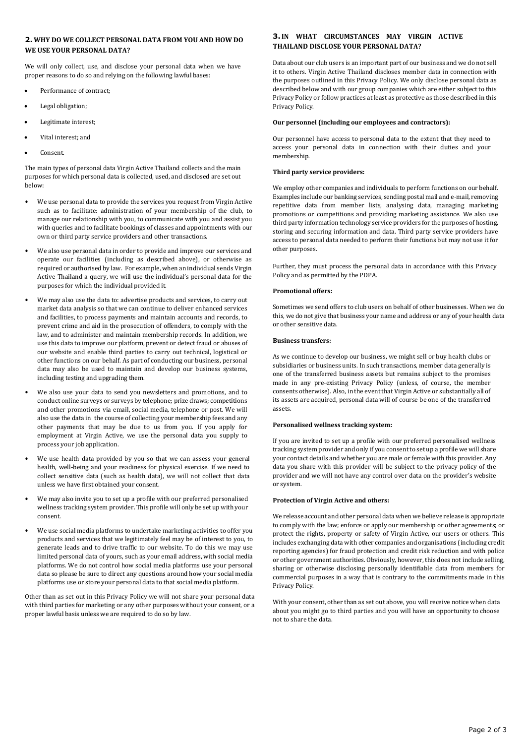## 2. WHY DO WE COLLECT PERSONAL DATA FROM YOU AND HOW DO WE USE YOUR PERSONAL DATA?

We will only collect, use, and disclose your personal data when we have proper reasons to do so and relying on the following lawful bases:

- Performance of contract;
- Legal obligation;
- Legitimate interest;
- Vital interest; and
- Consent.

The main types of personal data Virgin Active Thailand collects and the main purposes for which personal data is collected, used, and disclosed are set out below:

- We use personal data to provide the services you request from Virgin Active such as to facilitate: administration of your membership of the club, to manage our relationship with you, to communicate with you and assist you with queries and to facilitate bookings of classes and appointments with our own or third party service providers and other transactions.
- We also use personal data in order to provide and improve our services and operate our facilities (including as described above), or otherwise as required or authorised by law. For example, when an individual sends Virgin Active Thailand a query, we will use the individual's personal data for the purposes for which the individual provided it.
- We may also use the data to: advertise products and services, to carry out market data analysis so that we can continue to deliver enhanced services and facilities, to process payments and maintain accounts and records, to prevent crime and aid in the prosecution of offenders, to comply with the law, and to administer and maintain membership records. In addition, we use this data to improve our platform, prevent or detect fraud or abuses of our website and enable third parties to carry out technical, logistical or other functions on our behalf. As part of conducting our business, personal data may also be used to maintain and develop our business systems, including testing and upgrading them.
- We also use your data to send you newsletters and promotions, and to conduct online surveys or surveys by telephone; prize draws; competitions and other promotions via email, social media, telephone or post. We will also use the data in the course of collecting your membership fees and any other payments that may be due to us from you. If you apply for employment at Virgin Active, we use the personal data you supply to process your job application.
- We use health data provided by you so that we can assess your general health, well-being and your readiness for physical exercise. If we need to collect sensitive data (such as health data), we will not collect that data unless we have first obtained your consent.
- We may also invite you to set up a profile with our preferred personalised wellness tracking system provider. This profile will only be set up with your consent.
- We use social media platforms to undertake marketing activities to offer you products and services that we legitimately feel may be of interest to you, to generate leads and to drive traffic to our website. To do this we may use limited personal data of yours, such as your email address, with social media platforms. We do not control how social media platforms use your personal data so please be sure to direct any questions around how your social media platforms use or store your personal data to that social media platform.

Other than as set out in this Privacy Policy we will not share your personal data with third parties for marketing or any other purposes without your consent, or a proper lawful basis unless we are required to do so by law.

## 3. IN WHAT CIRCUMSTANCES MAY VIRGIN ACTIVE THAILAND DISCLOSE YOUR PERSONAL DATA?

Data about our club users is an important part of our business and we do not sell it to others. Virgin Active Thailand discloses member data in connection with the purposes outlined in this Privacy Policy. We only disclose personal data as described below and with our group companies which are either subject to this Privacy Policy or follow practices at least as protective as those described in this Privacy Policy.

**Our personnel (including our employees and contractors):**

Our personnel have access to personal data to the extent that they need to access your personal data in connection with their duties and your membership.

**Third party service providers:**

We employ other companies and individuals to perform functions on our behalf. Examples include our banking services, sending postal mail and e-mail, removing repetitive data from member lists, analysing data, managing marketing promotions or competitions and providing marketing assistance. We also use third party information technology service providers for the purposes of hosting, storing and securing information and data. Third party service providers have access to personal data needed to perform their functions but may not use it for other purposes.

Further, they must process the personal data in accordance with this Privacy Policy and as permitted by the PDPA.

**Promotional offers:**

Sometimes we send offers to club users on behalf of other businesses. When we do this, we do not give that business your name and address or any of your health data or other sensitive data.

**Business transfers:**

As we continue to develop our business, we might sell or buy health clubs or subsidiaries or business units. In such transactions, member data generally is one of the transferred business assets but remains subject to the promises made in any pre-existing Privacy Policy (unless, of course, the member consents otherwise). Also, in the event that Virgin Active or substantially all of its assets are acquired, personal data will of course be one of the transferred assets.

**Personalised wellness tracking system:**

If you are invited to set up a profile with our preferred personalised wellness tracking system provider and only if you consent to set up a profile we will share your contact details and whether you are male or female with this provider. Any data you share with this provider will be subject to the privacy policy of the provider and we will not have any control over data on the provider's website or system.

**Protection of Virgin Active and others:**

We release account and other personal data when we believe release is appropriate to comply with the law; enforce or apply our membership or other agreements; or protect the rights, property or safety of Virgin Active, our users or others. This includes exchanging data with other companies and organisations (including credit reporting agencies) for fraud protection and credit risk reduction and with police or other government authorities. Obviously, however, this does not include selling, sharing or otherwise disclosing personally identifiable data from members for commercial purposes in a way that is contrary to the commitments made in this Privacy Policy.

With your consent, other than as set out above, you will receive notice when data about you might go to third parties and you will have an opportunity to choose not to share the data.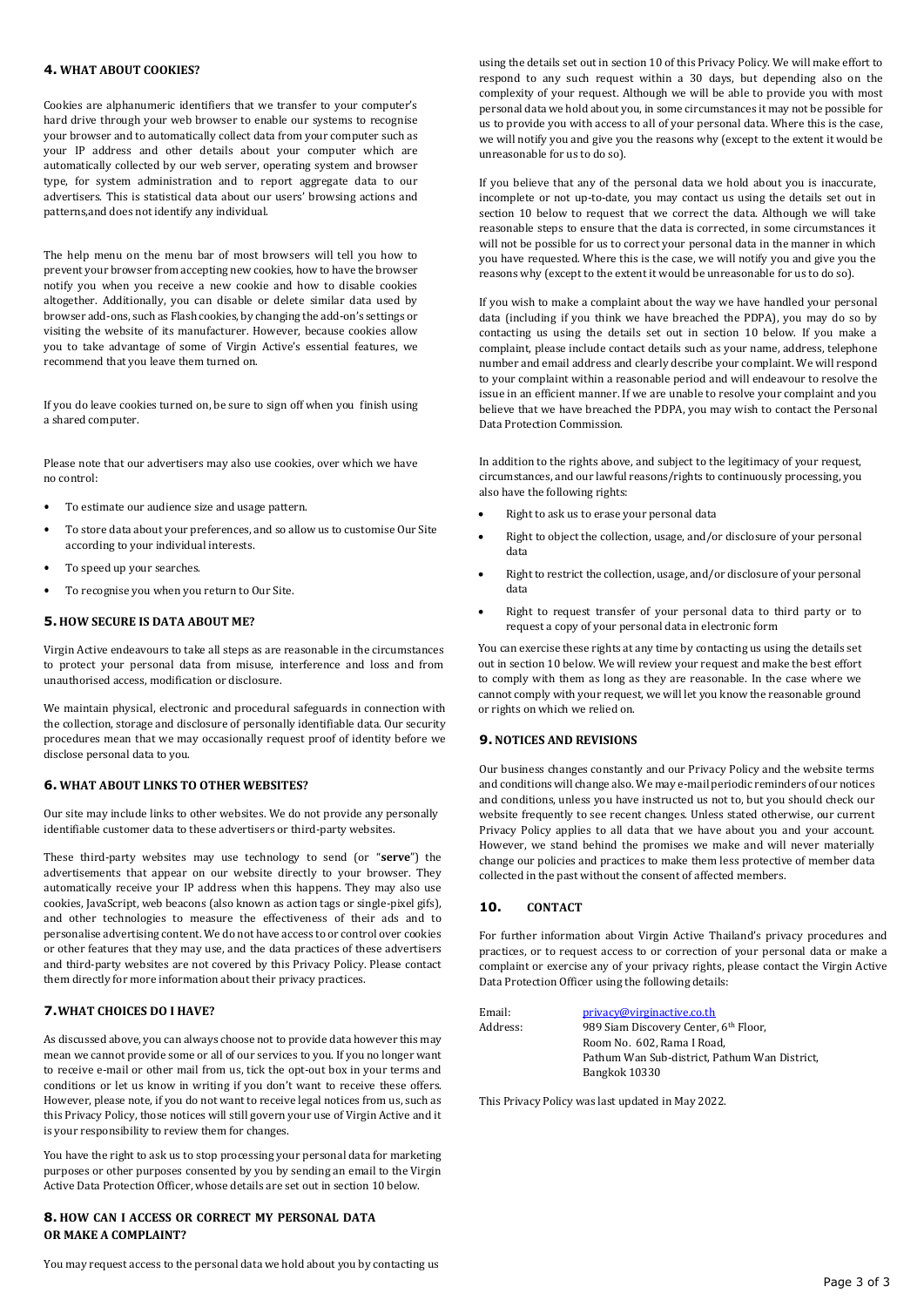## 4. WHAT ABOUT COOKIES?

Cookies are alphanumeric identifiers that we transfer to your computer's hard drive through your web browser to enable our systems to recognise your browser and to automatically collect data from your computer such as your IP address and other details about your computer which are automatically collected by our web server, operating system and browser type, for system administration and to report aggregate data to our advertisers. This is statistical data about our users' browsing actions and patterns,and does not identify any individual.

The help menu on the menu bar of most browsers will tell you how to prevent your browser from accepting new cookies, how to have the browser notify you when you receive a new cookie and how to disable cookies altogether. Additionally, you can disable or delete similar data used by browser add-ons, such as Flash cookies, by changing the add-on's settings or visiting the website of its manufacturer. However, because cookies allow you to take advantage of some of Virgin Active's essential features, we recommend that you leave them turned on.

If you do leave cookies turned on, be sure to sign off when you finish using a shared computer.

Please note that our advertisers may also use cookies, over which we have no control:

- To estimate our audience size and usage pattern.
- To store data about your preferences, and so allow us to customise Our Site according to your individual interests.
- To speed up your searches.
- To recognise you when you return to Our Site.

## 5. HOW SECURE IS DATA ABOUT ME?

Virgin Active endeavours to take all steps as are reasonable in the circumstances to protect your personal data from misuse, interference and loss and from unauthorised access, modification or disclosure.

We maintain physical, electronic and procedural safeguards in connection with the collection, storage and disclosure of personally identifiable data. Our security procedures mean that we may occasionally request proof of identity before we disclose personal data to you.

## 6. WHAT ABOUT LINKS TO OTHER WEBSITES?

Our site may include links to other websites. We do not provide any personally identifiable customer data to these advertisers or third-party websites.

These third-party websites may use technology to send (or "**serve**") the advertisements that appear on our website directly to your browser. They automatically receive your IP address when this happens. They may also use cookies, JavaScript, web beacons (also known as action tags or single-pixel gifs), and other technologies to measure the effectiveness of their ads and to personalise advertising content. We do not have access to or control over cookies or other features that they may use, and the data practices of these advertisers and third-party websites are not covered by this Privacy Policy. Please contact them directly for more information about their privacy practices.

## 7. WHAT CHOICES DO I HAVE?

As discussed above, you can always choose not to provide data however this may mean we cannot provide some or all of our services to you. If you no longer want to receive e-mail or other mail from us, tick the opt-out box in your terms and conditions or let us know in writing if you don't want to receive these offers. However, please note, if you do not want to receive legal notices from us, such as this Privacy Policy, those notices will still govern your use of Virgin Active and it is your responsibility to review them for changes.

You have the right to ask us to stop processing your personal data for marketing purposes or other purposes consented by you by sending an email to the Virgin Active Data Protection Officer, whose details are set out in section 10 below.

## 8. HOW CAN I ACCESS OR CORRECT MY PERSONAL DATA OR MAKE A COMPLAINT?

You may request access to the personal data we hold about you by contacting us using the details set out in section 10 of this Privacy Policy. We will make effort to respond to any such request within a 30 days, but depending also on the complexity of your request. Although we will be able to provide you with most personal data we hold about you, in some circumstances it may not be possible for us to provide you with access to all of your personal data. Where this is the case, we will notify you and give you the reasons why (except to the extent it would be unreasonable for us to do so).

If you believe that any of the personal data we hold about you is inaccurate, incomplete or not up-to-date, you may contact us using the details set out in section 10 below to request that we correct the data. Although we will take reasonable steps to ensure that the data is corrected, in some circumstances it will not be possible for us to correct your personal data in the manner in which you have requested. Where this is the case, we will notify you and give you the reasons why (except to the extent it would be unreasonable for us to do so).

If you wish to make a complaint about the way we have handled your personal data (including if you think we have breached the PDPA), you may do so by contacting us using the details set out in section 10 below. If you make a complaint, please include contact details such as your name, address, telephone number and email address and clearly describe your complaint. We will respond to your complaint within a reasonable period and will endeavour to resolve the issue in an efficient manner. If we are unable to resolve your complaint and you believe that we have breached the PDPA, you may wish to contact the Personal Data Protection Commission.

In addition to the rights above, and subject to the legitimacy of your request, circumstances, and our lawful reasons/rights to continuously processing, you also have the following rights:

- Right to ask us to erase your personal data
- Right to object the collection, usage, and/or disclosure of your personal data
- Right to restrict the collection, usage, and/or disclosure of your personal data
- Right to request transfer of your personal data to third party or to request a copy of your personal data in electronic form

You can exercise these rights at any time by contacting us using the details set out in section 10 below. We will review your request and make the best effort to comply with them as long as they are reasonable. In the case where we cannot comply with your request, we will let you know the reasonable ground or rights on which we relied on.

## 9. NOTICES AND REVISIONS

Our business changes constantly and our Privacy Policy and the website terms and conditions will change also. We may e-mail periodic reminders of our notices and conditions, unless you have instructed us not to, but you should check our website frequently to see recent changes. Unless stated otherwise, our current Privacy Policy applies to all data that we have about you and your account. However, we stand behind the promises we make and will never materially change our policies and practices to make them less protective of member data collected in the past without the consent of affected members.

## 10. CONTACT

For further information about Virgin Active Thailand's privacy procedures and practices, or to request access to or correction of your personal data or make a complaint or exercise any of your privacy rights, please contact the Virgin Active Data Protection Officer using the following details:

Email: privacy@virginactive.co.th
Address: 989 Siam Discovery Center, 6th Floor,
Room No. 602, Rama I Road,
Pathum Wan Sub-district, Pathum Wan District,
Bangkok 10330

This Privacy Policy was last updated in May 2022.